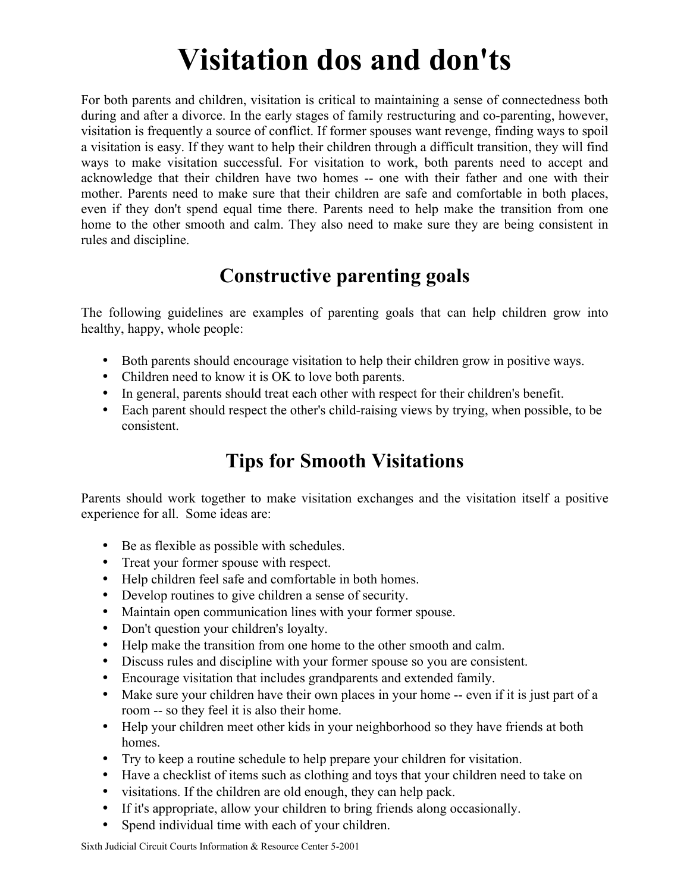# Visitation dos and don'ts

For both parents and children, visitation is critical to maintaining a sense of connectedness both during and after a divorce. In the early stages of family restructuring and co-parenting, however, visitation is frequently a source of conflict. If former spouses want revenge, finding ways to spoil a visitation is easy. If they want to help their children through a difficult transition, they will find ways to make visitation successful. For visitation to work, both parents need to accept and acknowledge that their children have two homes -- one with their father and one with their mother. Parents need to make sure that their children are safe and comfortable in both places, even if they don't spend equal time there. Parents need to help make the transition from one home to the other smooth and calm. They also need to make sure they are being consistent in rules and discipline.

## Constructive parenting goals

The following guidelines are examples of parenting goals that can help children grow into healthy, happy, whole people:

- Both parents should encourage visitation to help their children grow in positive ways.
- Children need to know it is OK to love both parents.
- In general, parents should treat each other with respect for their children's benefit.
- Each parent should respect the other's child-raising views by trying, when possible, to be consistent.

## Tips for Smooth Visitations

Parents should work together to make visitation exchanges and the visitation itself a positive experience for all. Some ideas are:

- Be as flexible as possible with schedules.
- Treat your former spouse with respect.
- Help children feel safe and comfortable in both homes.
- Develop routines to give children a sense of security.
- Maintain open communication lines with your former spouse.
- Don't question your children's loyalty.
- Help make the transition from one home to the other smooth and calm.
- Discuss rules and discipline with your former spouse so you are consistent.
- Encourage visitation that includes grandparents and extended family.
- Make sure your children have their own places in your home -- even if it is just part of a room -- so they feel it is also their home.
- Help your children meet other kids in your neighborhood so they have friends at both homes.
- Try to keep a routine schedule to help prepare your children for visitation.
- Have a checklist of items such as clothing and toys that your children need to take on
- visitations. If the children are old enough, they can help pack.
- If it's appropriate, allow your children to bring friends along occasionally.
- Spend individual time with each of your children.

Sixth Judicial Circuit Courts Information & Resource Center 5-2001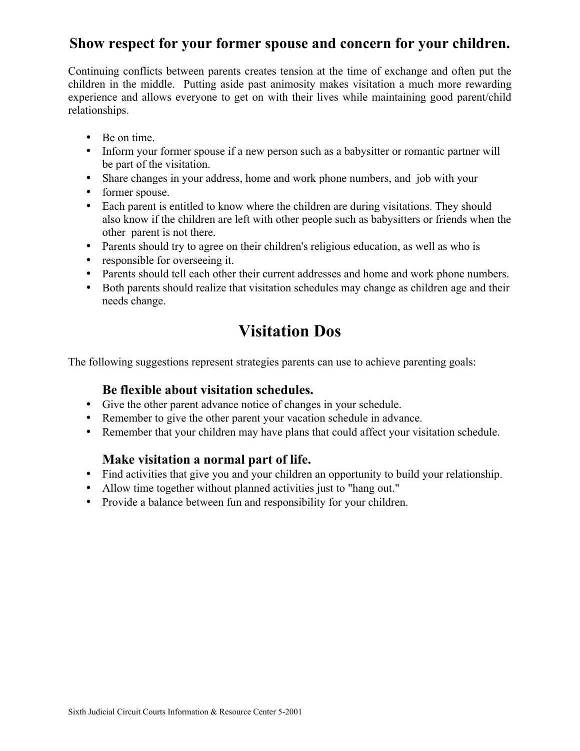## Show respect for your former spouse and concern for your children.

Continuing conflicts between parents creates tension at the time of exchange and often put the children in the middle. Putting aside past animosity makes visitation a much more rewarding experience and allows everyone to get on with their lives while maintaining good parent/child relationships.

- Be on time.
- Inform your former spouse if a new person such as a babysitter or romantic partner will be part of the visitation.
- Share changes in your address, home and work phone numbers, and job with your
- former spouse.
- Each parent is entitled to know where the children are during visitations. They should also know if the children are left with other people such as babysitters or friends when the other parent is not there.
- Parents should try to agree on their children's religious education, as well as who is
- responsible for overseeing it.
- Parents should tell each other their current addresses and home and work phone numbers.
- Both parents should realize that visitation schedules may change as children age and their needs change.

# Visitation Dos

The following suggestions represent strategies parents can use to achieve parenting goals:

### Be flexible about visitation schedules.

- Give the other parent advance notice of changes in your schedule.
- Remember to give the other parent your vacation schedule in advance.
- Remember that your children may have plans that could affect your visitation schedule.

### Make visitation a normal part of life.

- Find activities that give you and your children an opportunity to build your relationship.
- Allow time together without planned activities just to "hang out."
- Provide a balance between fun and responsibility for your children.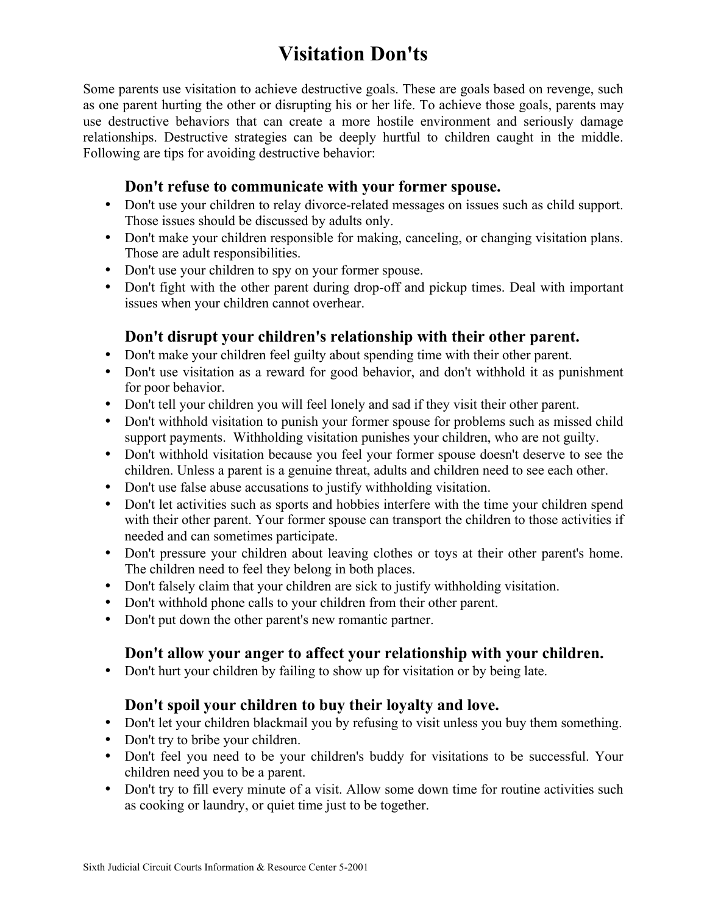# Visitation Don'ts

Some parents use visitation to achieve destructive goals. These are goals based on revenge, such as one parent hurting the other or disrupting his or her life. To achieve those goals, parents may use destructive behaviors that can create a more hostile environment and seriously damage relationships. Destructive strategies can be deeply hurtful to children caught in the middle. Following are tips for avoiding destructive behavior:

### Don't refuse to communicate with your former spouse.

- Don't use your children to relay divorce-related messages on issues such as child support. Those issues should be discussed by adults only.
- Don't make your children responsible for making, canceling, or changing visitation plans. Those are adult responsibilities.
- Don't use your children to spy on your former spouse.
- Don't fight with the other parent during drop-off and pickup times. Deal with important issues when your children cannot overhear.

### Don't disrupt your children's relationship with their other parent.

- Don't make your children feel guilty about spending time with their other parent.
- Don't use visitation as a reward for good behavior, and don't withhold it as punishment for poor behavior.
- Don't tell your children you will feel lonely and sad if they visit their other parent.
- Don't withhold visitation to punish your former spouse for problems such as missed child support payments. Withholding visitation punishes your children, who are not guilty.
- Don't withhold visitation because you feel your former spouse doesn't deserve to see the children. Unless a parent is a genuine threat, adults and children need to see each other.
- Don't use false abuse accusations to justify withholding visitation.
- Don't let activities such as sports and hobbies interfere with the time your children spend with their other parent. Your former spouse can transport the children to those activities if needed and can sometimes participate.
- Don't pressure your children about leaving clothes or toys at their other parent's home. The children need to feel they belong in both places.
- Don't falsely claim that your children are sick to justify withholding visitation.
- Don't withhold phone calls to your children from their other parent.
- Don't put down the other parent's new romantic partner.

### Don't allow your anger to affect your relationship with your children.

- Don't hurt your children by failing to show up for visitation or by being late.

### Don't spoil your children to buy their loyalty and love.

- Don't let your children blackmail you by refusing to visit unless you buy them something.
- Don't try to bribe your children.
- Don't feel you need to be your children's buddy for visitations to be successful. Your children need you to be a parent.
- Don't try to fill every minute of a visit. Allow some down time for routine activities such as cooking or laundry, or quiet time just to be together.

Sixth Judicial Circuit Courts Information & Resource Center 5-2001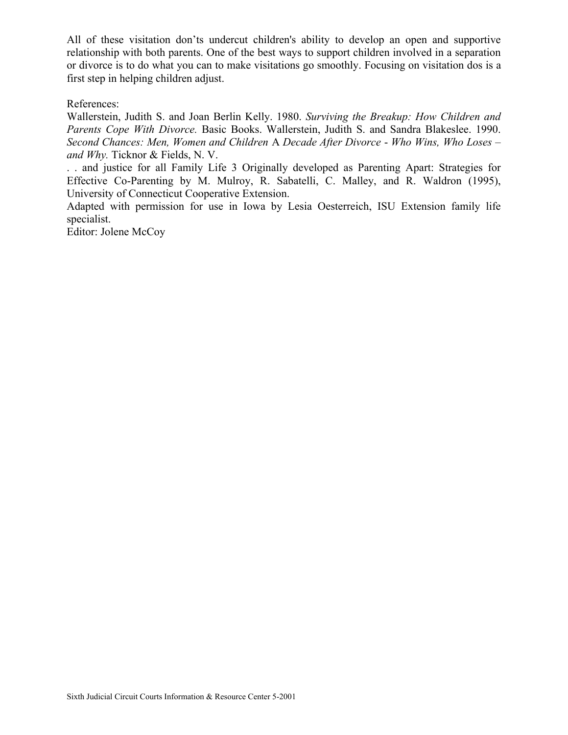All of these visitation don'ts undercut children's ability to develop an open and supportive relationship with both parents. One of the best ways to support children involved in a separation or divorce is to do what you can to make visitations go smoothly. Focusing on visitation dos is a first step in helping children adjust.

References:

Wallerstein, Judith S. and Joan Berlin Kelly. 1980. *Surviving the Breakup: How Children and Parents Cope With Divorce.* Basic Books. Wallerstein, Judith S. and Sandra Blakeslee. 1990. *Second Chances: Men, Women and Children* A *Decade After Divorce - Who Wins, Who Loses – and Why.* Ticknor & Fields, N. V.

. . and justice for all Family Life 3 Originally developed as Parenting Apart: Strategies for Effective Co-Parenting by M. Mulroy, R. Sabatelli, C. Malley, and R. Waldron (1995), University of Connecticut Cooperative Extension.

Adapted with permission for use in Iowa by Lesia Oesterreich, ISU Extension family life specialist.

Editor: Jolene McCoy